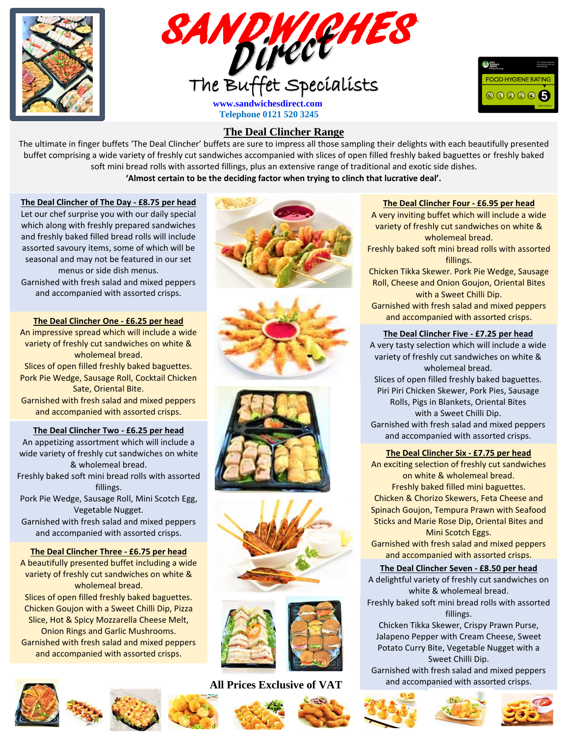# SANDWICHES Direct

The Buffet Specialists

www.sandwichesdirect.com
Telephone 0121 520 3245

FOOD HYGIENE RATING 5 VERY GOOD

## The Deal Clincher Range

The ultimate in finger buffets 'The Deal Clincher' buffets are sure to impress all those sampling their delights with each beautifully presented buffet comprising a wide variety of freshly cut sandwiches accompanied with slices of open filled freshly baked baguettes or freshly baked soft mini bread rolls with assorted fillings, plus an extensive range of traditional and exotic side dishes.

**'Almost certain to be the deciding factor when trying to clinch that lucrative deal'.**

### The Deal Clincher of The Day - £8.75 per head

Let our chef surprise you with our daily special which along with freshly prepared sandwiches and freshly baked filled bread rolls will include assorted savoury items, some of which will be seasonal and may not be featured in our set menus or side dish menus.
Garnished with fresh salad and mixed peppers and accompanied with assorted crisps.

### The Deal Clincher One - £6.25 per head

An impressive spread which will include a wide variety of freshly cut sandwiches on white & wholemeal bread.
Slices of open filled freshly baked baguettes.
Pork Pie Wedge, Sausage Roll, Cocktail Chicken Sate, Oriental Bite.
Garnished with fresh salad and mixed peppers and accompanied with assorted crisps.

### The Deal Clincher Two - £6.25 per head

An appetizing assortment which will include a wide variety of freshly cut sandwiches on white & wholemeal bread.
Freshly baked soft mini bread rolls with assorted fillings.
Pork Pie Wedge, Sausage Roll, Mini Scotch Egg, Vegetable Nugget.
Garnished with fresh salad and mixed peppers and accompanied with assorted crisps.

### The Deal Clincher Three - £6.75 per head

A beautifully presented buffet including a wide variety of freshly cut sandwiches on white & wholemeal bread.
Slices of open filled freshly baked baguettes.
Chicken Goujon with a Sweet Chilli Dip, Pizza Slice, Hot & Spicy Mozzarella Cheese Melt, Onion Rings and Garlic Mushrooms.
Garnished with fresh salad and mixed peppers and accompanied with assorted crisps.

### The Deal Clincher Four - £6.95 per head

A very inviting buffet which will include a wide variety of freshly cut sandwiches on white & wholemeal bread.
Freshly baked soft mini bread rolls with assorted fillings.
Chicken Tikka Skewer. Pork Pie Wedge, Sausage Roll, Cheese and Onion Goujon, Oriental Bites with a Sweet Chilli Dip.
Garnished with fresh salad and mixed peppers and accompanied with assorted crisps.

### The Deal Clincher Five - £7.25 per head

A very tasty selection which will include a wide variety of freshly cut sandwiches on white & wholemeal bread.
Slices of open filled freshly baked baguettes.
Piri Piri Chicken Skewer, Pork Pies, Sausage Rolls, Pigs in Blankets, Oriental Bites with a Sweet Chilli Dip.
Garnished with fresh salad and mixed peppers and accompanied with assorted crisps.

### The Deal Clincher Six - £7.75 per head

An exciting selection of freshly cut sandwiches on white & wholemeal bread.
Freshly baked filled mini baguettes.
Chicken & Chorizo Skewers, Feta Cheese and Spinach Goujon, Tempura Prawn with Seafood Sticks and Marie Rose Dip, Oriental Bites and Mini Scotch Eggs.
Garnished with fresh salad and mixed peppers and accompanied with assorted crisps.

### The Deal Clincher Seven - £8.50 per head

A delightful variety of freshly cut sandwiches on white & wholemeal bread.
Freshly baked soft mini bread rolls with assorted fillings.
Chicken Tikka Skewer, Crispy Prawn Purse, Jalapeno Pepper with Cream Cheese, Sweet Potato Curry Bite, Vegetable Nugget with a Sweet Chilli Dip.
Garnished with fresh salad and mixed peppers and accompanied with assorted crisps.

**All Prices Exclusive of VAT**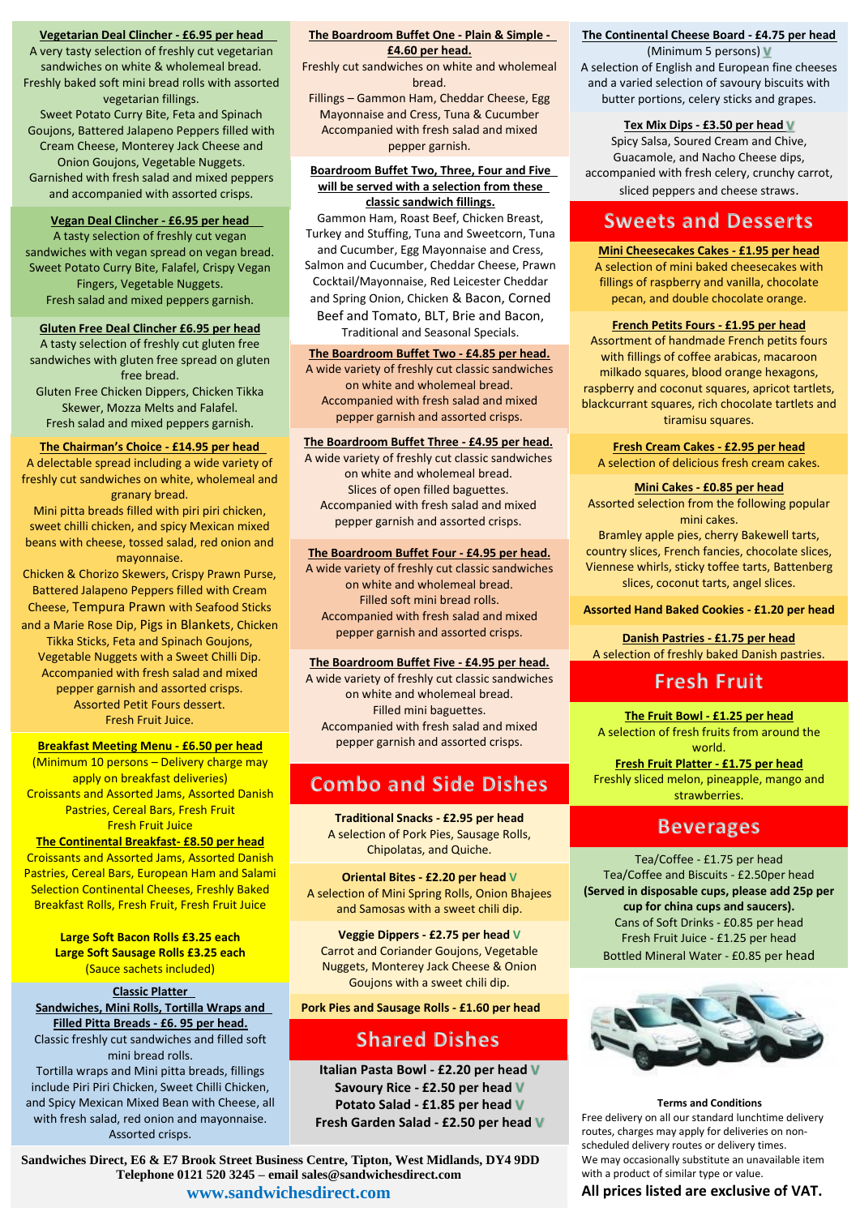**Vegetarian Deal Clincher - £6.95 per head**

A very tasty selection of freshly cut vegetarian sandwiches on white & wholemeal bread. Freshly baked soft mini bread rolls with assorted vegetarian fillings.
Sweet Potato Curry Bite, Feta and Spinach Goujons, Battered Jalapeno Peppers filled with Cream Cheese, Monterey Jack Cheese and Onion Goujons, Vegetable Nuggets.
Garnished with fresh salad and mixed peppers and accompanied with assorted crisps.

**Vegan Deal Clincher - £6.95 per head**

A tasty selection of freshly cut vegan sandwiches with vegan spread on vegan bread. Sweet Potato Curry Bite, Falafel, Crispy Vegan Fingers, Vegetable Nuggets.
Fresh salad and mixed peppers garnish.

**Gluten Free Deal Clincher £6.95 per head**

A tasty selection of freshly cut gluten free sandwiches with gluten free spread on gluten free bread.
Gluten Free Chicken Dippers, Chicken Tikka Skewer, Mozza Melts and Falafel.
Fresh salad and mixed peppers garnish.

**The Chairman's Choice - £14.95 per head**

A delectable spread including a wide variety of freshly cut sandwiches on white, wholemeal and granary bread.
Mini pitta breads filled with piri piri chicken, sweet chilli chicken, and spicy Mexican mixed beans with cheese, tossed salad, red onion and mayonnaise.
Chicken & Chorizo Skewers, Crispy Prawn Purse, Battered Jalapeno Peppers filled with Cream Cheese, Tempura Prawn with Seafood Sticks and a Marie Rose Dip, Pigs in Blankets, Chicken Tikka Sticks, Feta and Spinach Goujons, Vegetable Nuggets with a Sweet Chilli Dip.
Accompanied with fresh salad and mixed pepper garnish and assorted crisps.
Assorted Petit Fours dessert.
Fresh Fruit Juice.

**Breakfast Meeting Menu - £6.50 per head**

(Minimum 10 persons – Delivery charge may apply on breakfast deliveries)
Croissants and Assorted Jams, Assorted Danish Pastries, Cereal Bars, Fresh Fruit
Fresh Fruit Juice

**The Continental Breakfast- £8.50 per head**

Croissants and Assorted Jams, Assorted Danish Pastries, Cereal Bars, European Ham and Salami Selection Continental Cheeses, Freshly Baked Breakfast Rolls, Fresh Fruit, Fresh Fruit Juice

**Large Soft Bacon Rolls £3.25 each**
**Large Soft Sausage Rolls £3.25 each**
(Sauce sachets included)

**Classic Platter**
**Sandwiches, Mini Rolls, Tortilla Wraps and Filled Pitta Breads - £6. 95 per head.**

Classic freshly cut sandwiches and filled soft mini bread rolls.
Tortilla wraps and Mini pitta breads, fillings include Piri Piri Chicken, Sweet Chilli Chicken, and Spicy Mexican Mixed Bean with Cheese, all with fresh salad, red onion and mayonnaise.
Assorted crisps.

**The Boardroom Buffet One - Plain & Simple - £4.60 per head.**

Freshly cut sandwiches on white and wholemeal bread.
Fillings – Gammon Ham, Cheddar Cheese, Egg Mayonnaise and Cress, Tuna & Cucumber
Accompanied with fresh salad and mixed pepper garnish.

**Boardroom Buffet Two, Three, Four and Five will be served with a selection from these classic sandwich fillings.**

Gammon Ham, Roast Beef, Chicken Breast, Turkey and Stuffing, Tuna and Sweetcorn, Tuna and Cucumber, Egg Mayonnaise and Cress, Salmon and Cucumber, Cheddar Cheese, Prawn Cocktail/Mayonnaise, Red Leicester Cheddar and Spring Onion, Chicken & Bacon, Corned Beef and Tomato, BLT, Brie and Bacon, Traditional and Seasonal Specials.

**The Boardroom Buffet Two - £4.85 per head.**

A wide variety of freshly cut classic sandwiches on white and wholemeal bread.
Accompanied with fresh salad and mixed pepper garnish and assorted crisps.

**The Boardroom Buffet Three - £4.95 per head.**

A wide variety of freshly cut classic sandwiches on white and wholemeal bread.
Slices of open filled baguettes.
Accompanied with fresh salad and mixed pepper garnish and assorted crisps.

**The Boardroom Buffet Four - £4.95 per head.**

A wide variety of freshly cut classic sandwiches on white and wholemeal bread.
Filled soft mini bread rolls.
Accompanied with fresh salad and mixed pepper garnish and assorted crisps.

**The Boardroom Buffet Five - £4.95 per head.**

A wide variety of freshly cut classic sandwiches on white and wholemeal bread.
Filled mini baguettes.
Accompanied with fresh salad and mixed pepper garnish and assorted crisps.

## Combo and Side Dishes

**Traditional Snacks - £2.95 per head**
A selection of Pork Pies, Sausage Rolls, Chipolatas, and Quiche.

**Oriental Bites - £2.20 per head** V
A selection of Mini Spring Rolls, Onion Bhajees and Samosas with a sweet chili dip.

**Veggie Dippers - £2.75 per head** V
Carrot and Coriander Goujons, Vegetable Nuggets, Monterey Jack Cheese & Onion Goujons with a sweet chili dip.

**Pork Pies and Sausage Rolls - £1.60 per head**

## Shared Dishes

**Italian Pasta Bowl - £2.20 per head** V
**Savoury Rice - £2.50 per head** V
**Potato Salad - £1.85 per head** V
**Fresh Garden Salad - £2.50 per head** V

**The Continental Cheese Board - £4.75 per head**
(Minimum 5 persons) V
A selection of English and European fine cheeses and a varied selection of savoury biscuits with butter portions, celery sticks and grapes.

**Tex Mix Dips - £3.50 per head** V
Spicy Salsa, Soured Cream and Chive, Guacamole, and Nacho Cheese dips, accompanied with fresh celery, crunchy carrot, sliced peppers and cheese straws.

## Sweets and Desserts

**Mini Cheesecakes Cakes - £1.95 per head**
A selection of mini baked cheesecakes with fillings of raspberry and vanilla, chocolate pecan, and double chocolate orange.

**French Petits Fours - £1.95 per head**
Assortment of handmade French petits fours with fillings of coffee arabicas, macaroon milkado squares, blood orange hexagons, raspberry and coconut squares, apricot tartlets, blackcurrant squares, rich chocolate tartlets and tiramisu squares.

**Fresh Cream Cakes - £2.95 per head**
A selection of delicious fresh cream cakes.

**Mini Cakes - £0.85 per head**
Assorted selection from the following popular mini cakes.
Bramley apple pies, cherry Bakewell tarts, country slices, French fancies, chocolate slices, Viennese whirls, sticky toffee tarts, Battenberg slices, coconut tarts, angel slices.

**Assorted Hand Baked Cookies - £1.20 per head**

**Danish Pastries - £1.75 per head**
A selection of freshly baked Danish pastries.

## Fresh Fruit

**The Fruit Bowl - £1.25 per head**
A selection of fresh fruits from around the world.

**Fresh Fruit Platter - £1.75 per head**
Freshly sliced melon, pineapple, mango and strawberries.

## Beverages

Tea/Coffee - £1.75 per head
Tea/Coffee and Biscuits - £2.50per head
**(Served in disposable cups, please add 25p per cup for china cups and saucers).**
Cans of Soft Drinks - £0.85 per head
Fresh Fruit Juice - £1.25 per head
Bottled Mineral Water - £0.85 per head

**Terms and Conditions**
Free delivery on all our standard lunchtime delivery routes, charges may apply for deliveries on non-scheduled delivery routes or delivery times.
We may occasionally substitute an unavailable item with a product of similar type or value.
**All prices listed are exclusive of VAT.**

**Sandwiches Direct, E6 & E7 Brook Street Business Centre, Tipton, West Midlands, DY4 9DD**
**Telephone 0121 520 3245 – email sales@sandwichesdirect.com**
**www.sandwichesdirect.com**